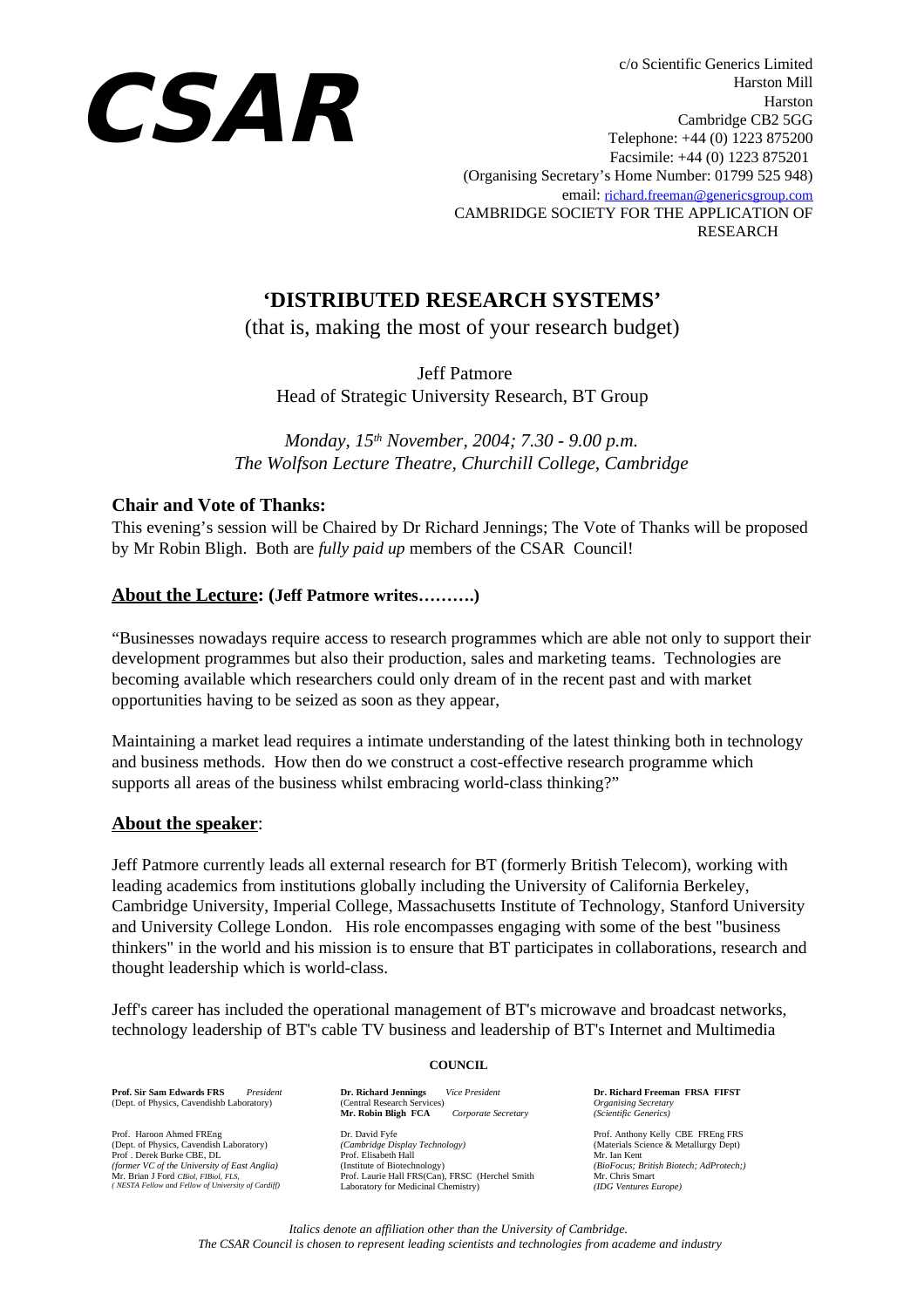# CSAR

c/o Scientific Generics Limited
Harston Mill
Harston
Cambridge CB2 5GG
Telephone: +44 (0) 1223 875200
Facsimile: +44 (0) 1223 875201
(Organising Secretary's Home Number: 01799 525 948)
email: richard.freeman@genericsgroup.com
CAMBRIDGE SOCIETY FOR THE APPLICATION OF RESEARCH

## 'DISTRIBUTED RESEARCH SYSTEMS'

(that is, making the most of your research budget)

Jeff Patmore
Head of Strategic University Research, BT Group

*Monday, 15th November, 2004; 7.30 - 9.00 p.m.*
*The Wolfson Lecture Theatre, Churchill College, Cambridge*

### Chair and Vote of Thanks:

This evening's session will be Chaired by Dr Richard Jennings; The Vote of Thanks will be proposed by Mr Robin Bligh. Both are *fully paid up* members of the CSAR Council!

### About the Lecture: (Jeff Patmore writes……….)

"Businesses nowadays require access to research programmes which are able not only to support their development programmes but also their production, sales and marketing teams. Technologies are becoming available which researchers could only dream of in the recent past and with market opportunities having to be seized as soon as they appear,

Maintaining a market lead requires a intimate understanding of the latest thinking both in technology and business methods. How then do we construct a cost-effective research programme which supports all areas of the business whilst embracing world-class thinking?"

### About the speaker:

Jeff Patmore currently leads all external research for BT (formerly British Telecom), working with leading academics from institutions globally including the University of California Berkeley, Cambridge University, Imperial College, Massachusetts Institute of Technology, Stanford University and University College London. His role encompasses engaging with some of the best "business thinkers" in the world and his mission is to ensure that BT participates in collaborations, research and thought leadership which is world-class.

Jeff's career has included the operational management of BT's microwave and broadcast networks, technology leadership of BT's cable TV business and leadership of BT's Internet and Multimedia

**COUNCIL**

**Prof. Sir Sam Edwards FRS** *President*
(Dept. of Physics, Cavendishb Laboratory)

Prof. Haroon Ahmed FREng
(Dept. of Physics, Cavendish Laboratory)
Prof . Derek Burke CBE, DL
*(former VC of the University of East Anglia)*
Mr. Brian J Ford *CBiol, FIBiol, FLS,*
*( NESTA Fellow and Fellow of University of Cardiff)*

**Dr. Richard Jennings** *Vice President*
(Central Research Services)
**Mr. Robin Bligh FCA** *Corporate Secretary*

Dr. David Fyfe
*(Cambridge Display Technology)*
Prof. Elisabeth Hall
(Institute of Biotechnology)
Prof. Laurie Hall FRS(Can), FRSC (Herchel Smith Laboratory for Medicinal Chemistry)

**Dr. Richard Freeman FRSA FIFST**
*Organising Secretary*
*(Scientific Generics)*

Prof. Anthony Kelly CBE FREng FRS
(Materials Science & Metallurgy Dept)
Mr. Ian Kent
*(BioFocus; British Biotech; AdProtech;)*
Mr. Chris Smart
*(IDG Ventures Europe)*

*Italics denote an affiliation other than the University of Cambridge.*
*The CSAR Council is chosen to represent leading scientists and technologies from academe and industry*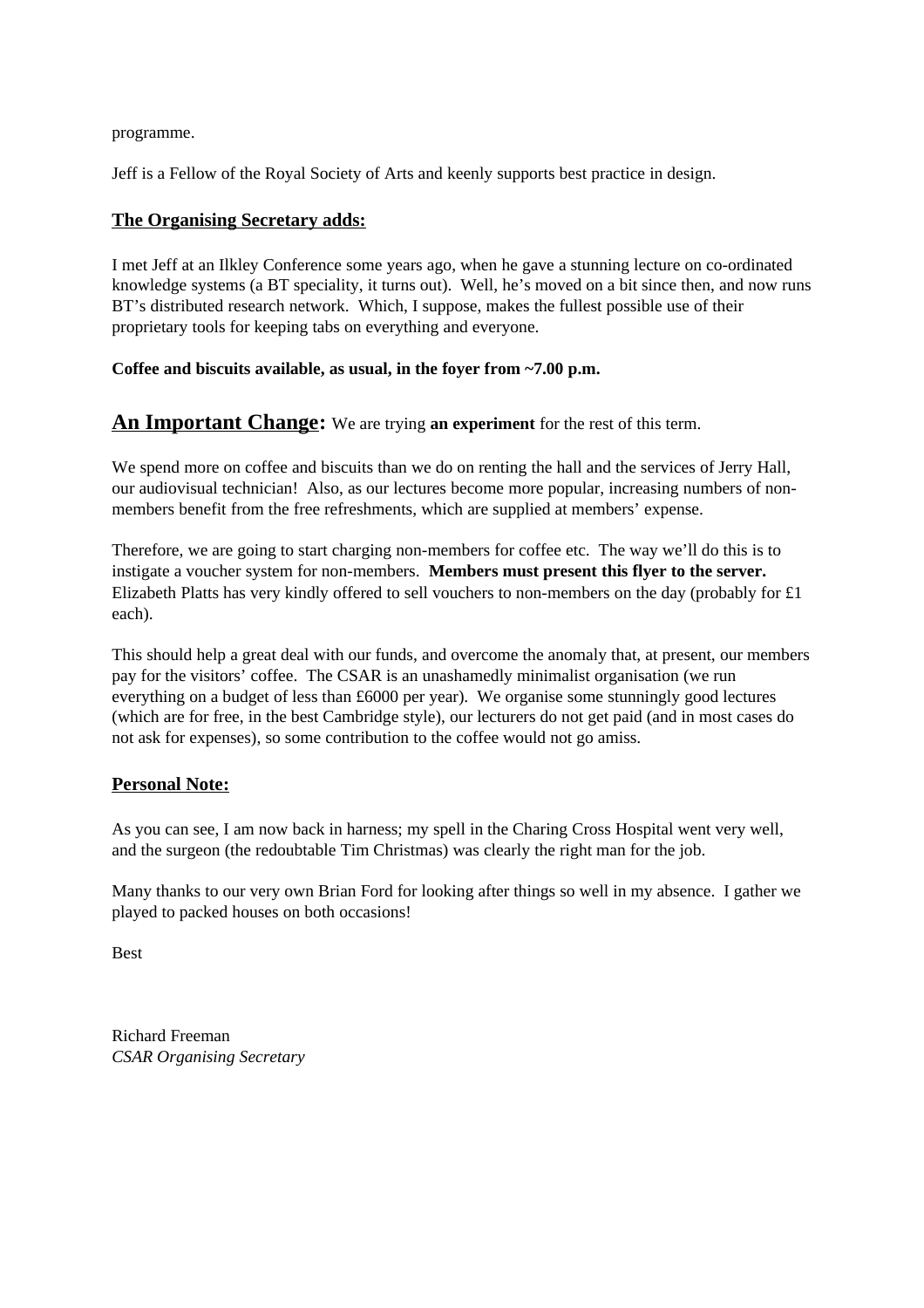programme.

Jeff is a Fellow of the Royal Society of Arts and keenly supports best practice in design.

**The Organising Secretary adds:**

I met Jeff at an Ilkley Conference some years ago, when he gave a stunning lecture on co-ordinated knowledge systems (a BT speciality, it turns out). Well, he's moved on a bit since then, and now runs BT's distributed research network. Which, I suppose, makes the fullest possible use of their proprietary tools for keeping tabs on everything and everyone.

**Coffee and biscuits available, as usual, in the foyer from ~7.00 p.m.**

## An Important Change:

We are trying **an experiment** for the rest of this term.

We spend more on coffee and biscuits than we do on renting the hall and the services of Jerry Hall, our audiovisual technician! Also, as our lectures become more popular, increasing numbers of non-members benefit from the free refreshments, which are supplied at members' expense.

Therefore, we are going to start charging non-members for coffee etc. The way we'll do this is to instigate a voucher system for non-members. **Members must present this flyer to the server.** Elizabeth Platts has very kindly offered to sell vouchers to non-members on the day (probably for £1 each).

This should help a great deal with our funds, and overcome the anomaly that, at present, our members pay for the visitors' coffee. The CSAR is an unashamedly minimalist organisation (we run everything on a budget of less than £6000 per year). We organise some stunningly good lectures (which are for free, in the best Cambridge style), our lecturers do not get paid (and in most cases do not ask for expenses), so some contribution to the coffee would not go amiss.

**Personal Note:**

As you can see, I am now back in harness; my spell in the Charing Cross Hospital went very well, and the surgeon (the redoubtable Tim Christmas) was clearly the right man for the job.

Many thanks to our very own Brian Ford for looking after things so well in my absence. I gather we played to packed houses on both occasions!

Best

Richard Freeman
*CSAR Organising Secretary*